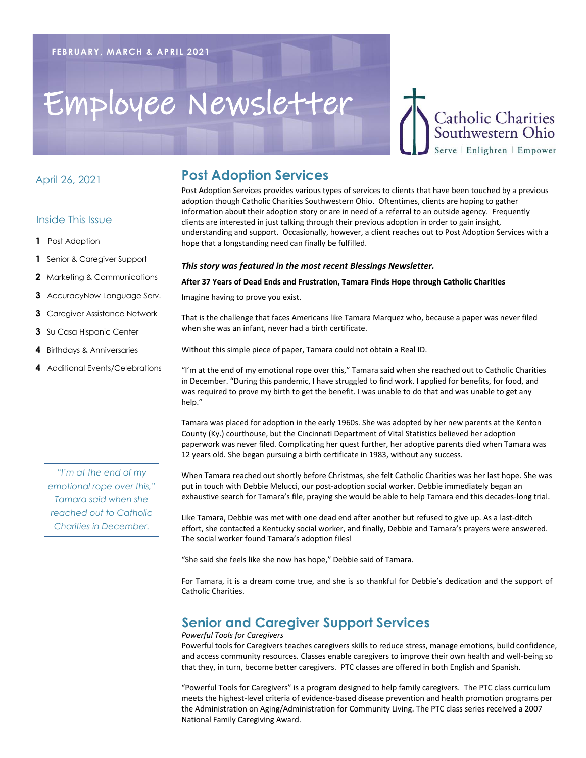FEBRUARY, MARCH & APRIL 2021

# Employee Newsletter

Catholic Charities Southwestern Ohio

Serve | Enlighten | Empower

April 26, 2021

### Inside This Issue

- **1** Post Adoption
- **1** Senior & Caregiver Support
- **2** Marketing & Communications
- **3** AccuracyNow Language Serv.
- **3** Caregiver Assistance Network
- **3** Su Casa Hispanic Center
- **4** Birthdays & Anniversaries
- **4** Additional Events/Celebrations

*"I'm at the end of my emotional rope over this," Tamara said when she reached out to Catholic Charities in December.*

## Post Adoption Services

Post Adoption Services provides various types of services to clients that have been touched by a previous adoption though Catholic Charities Southwestern Ohio. Oftentimes, clients are hoping to gather information about their adoption story or are in need of a referral to an outside agency. Frequently clients are interested in just talking through their previous adoption in order to gain insight, understanding and support. Occasionally, however, a client reaches out to Post Adoption Services with a hope that a longstanding need can finally be fulfilled.

***This story was featured in the most recent Blessings Newsletter.***

**After 37 Years of Dead Ends and Frustration, Tamara Finds Hope through Catholic Charities**

Imagine having to prove you exist.

That is the challenge that faces Americans like Tamara Marquez who, because a paper was never filed when she was an infant, never had a birth certificate.

Without this simple piece of paper, Tamara could not obtain a Real ID.

"I'm at the end of my emotional rope over this," Tamara said when she reached out to Catholic Charities in December. "During this pandemic, I have struggled to find work. I applied for benefits, for food, and was required to prove my birth to get the benefit. I was unable to do that and was unable to get any help."

Tamara was placed for adoption in the early 1960s. She was adopted by her new parents at the Kenton County (Ky.) courthouse, but the Cincinnati Department of Vital Statistics believed her adoption paperwork was never filed. Complicating her quest further, her adoptive parents died when Tamara was 12 years old. She began pursuing a birth certificate in 1983, without any success.

When Tamara reached out shortly before Christmas, she felt Catholic Charities was her last hope. She was put in touch with Debbie Melucci, our post-adoption social worker. Debbie immediately began an exhaustive search for Tamara's file, praying she would be able to help Tamara end this decades-long trial.

Like Tamara, Debbie was met with one dead end after another but refused to give up. As a last-ditch effort, she contacted a Kentucky social worker, and finally, Debbie and Tamara's prayers were answered. The social worker found Tamara's adoption files!

"She said she feels like she now has hope," Debbie said of Tamara.

For Tamara, it is a dream come true, and she is so thankful for Debbie's dedication and the support of Catholic Charities.

## Senior and Caregiver Support Services

*Powerful Tools for Caregivers*

Powerful tools for Caregivers teaches caregivers skills to reduce stress, manage emotions, build confidence, and access community resources. Classes enable caregivers to improve their own health and well-being so that they, in turn, become better caregivers. PTC classes are offered in both English and Spanish.

"Powerful Tools for Caregivers" is a program designed to help family caregivers. The PTC class curriculum meets the highest-level criteria of evidence-based disease prevention and health promotion programs per the Administration on Aging/Administration for Community Living. The PTC class series received a 2007 National Family Caregiving Award.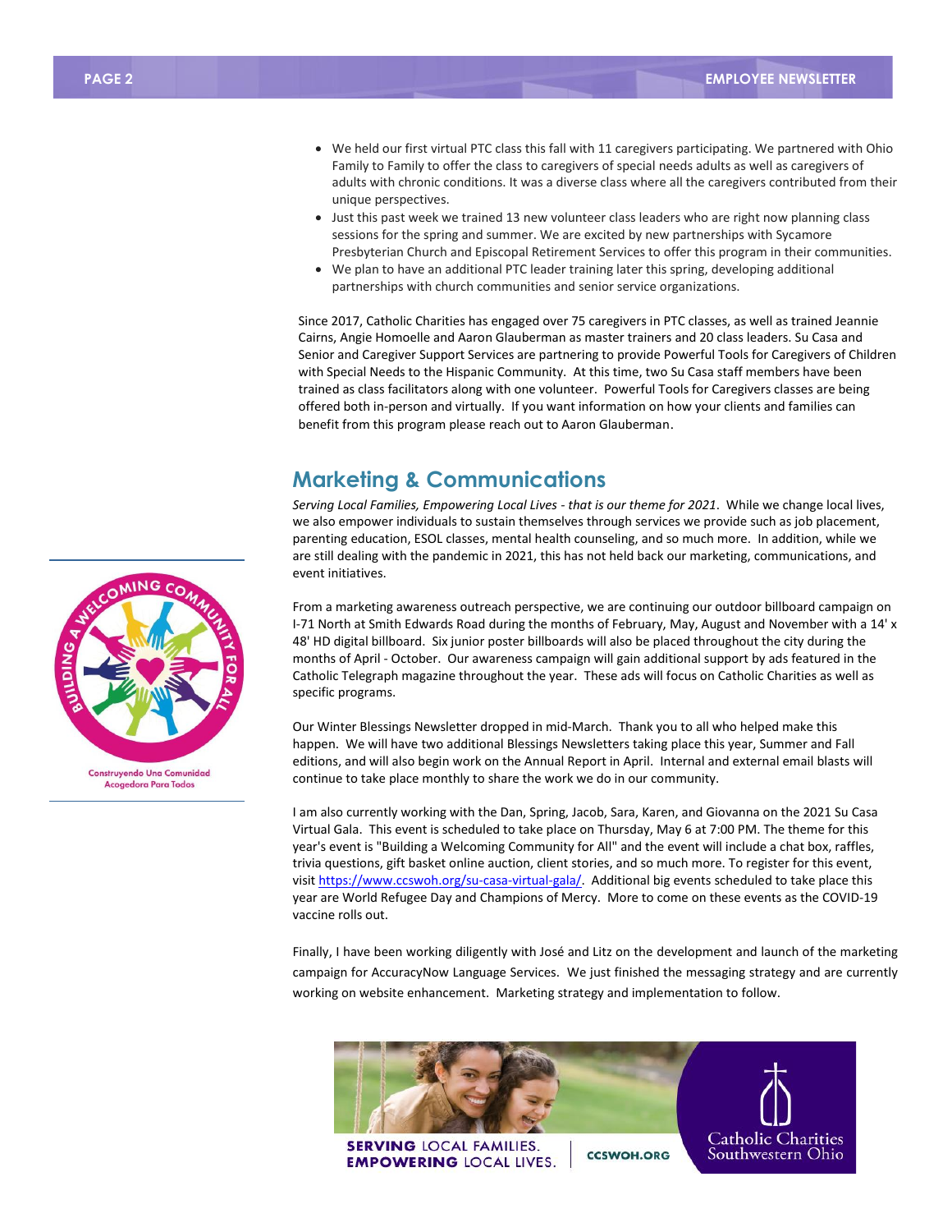- We held our first virtual PTC class this fall with 11 caregivers participating. We partnered with Ohio Family to Family to offer the class to caregivers of special needs adults as well as caregivers of adults with chronic conditions. It was a diverse class where all the caregivers contributed from their unique perspectives.
- Just this past week we trained 13 new volunteer class leaders who are right now planning class sessions for the spring and summer. We are excited by new partnerships with Sycamore Presbyterian Church and Episcopal Retirement Services to offer this program in their communities.
- We plan to have an additional PTC leader training later this spring, developing additional partnerships with church communities and senior service organizations.

Since 2017, Catholic Charities has engaged over 75 caregivers in PTC classes, as well as trained Jeannie Cairns, Angie Homoelle and Aaron Glauberman as master trainers and 20 class leaders. Su Casa and Senior and Caregiver Support Services are partnering to provide Powerful Tools for Caregivers of Children with Special Needs to the Hispanic Community. At this time, two Su Casa staff members have been trained as class facilitators along with one volunteer. Powerful Tools for Caregivers classes are being offered both in-person and virtually. If you want information on how your clients and families can benefit from this program please reach out to Aaron Glauberman.

## Marketing & Communications

*Serving Local Families, Empowering Local Lives - that is our theme for 2021*. While we change local lives, we also empower individuals to sustain themselves through services we provide such as job placement, parenting education, ESOL classes, mental health counseling, and so much more. In addition, while we are still dealing with the pandemic in 2021, this has not held back our marketing, communications, and event initiatives.

From a marketing awareness outreach perspective, we are continuing our outdoor billboard campaign on I-71 North at Smith Edwards Road during the months of February, May, August and November with a 14' x 48' HD digital billboard. Six junior poster billboards will also be placed throughout the city during the months of April - October. Our awareness campaign will gain additional support by ads featured in the Catholic Telegraph magazine throughout the year. These ads will focus on Catholic Charities as well as specific programs.

Our Winter Blessings Newsletter dropped in mid-March. Thank you to all who helped make this happen. We will have two additional Blessings Newsletters taking place this year, Summer and Fall editions, and will also begin work on the Annual Report in April. Internal and external email blasts will continue to take place monthly to share the work we do in our community.

I am also currently working with the Dan, Spring, Jacob, Sara, Karen, and Giovanna on the 2021 Su Casa Virtual Gala. This event is scheduled to take place on Thursday, May 6 at 7:00 PM. The theme for this year's event is "Building a Welcoming Community for All" and the event will include a chat box, raffles, trivia questions, gift basket online auction, client stories, and so much more. To register for this event, visit https://www.ccswoh.org/su-casa-virtual-gala/. Additional big events scheduled to take place this year are World Refugee Day and Champions of Mercy. More to come on these events as the COVID-19 vaccine rolls out.

Finally, I have been working diligently with José and Litz on the development and launch of the marketing campaign for AccuracyNow Language Services. We just finished the messaging strategy and are currently working on website enhancement. Marketing strategy and implementation to follow.

BUILDING A WELCOMING COMMUNITY FOR ALL
Construyendo Una Comunidad Acogedora Para Todos

SERVING LOCAL FAMILIES. EMPOWERING LOCAL LIVES. CCSWOH.ORG
Catholic Charities Southwestern Ohio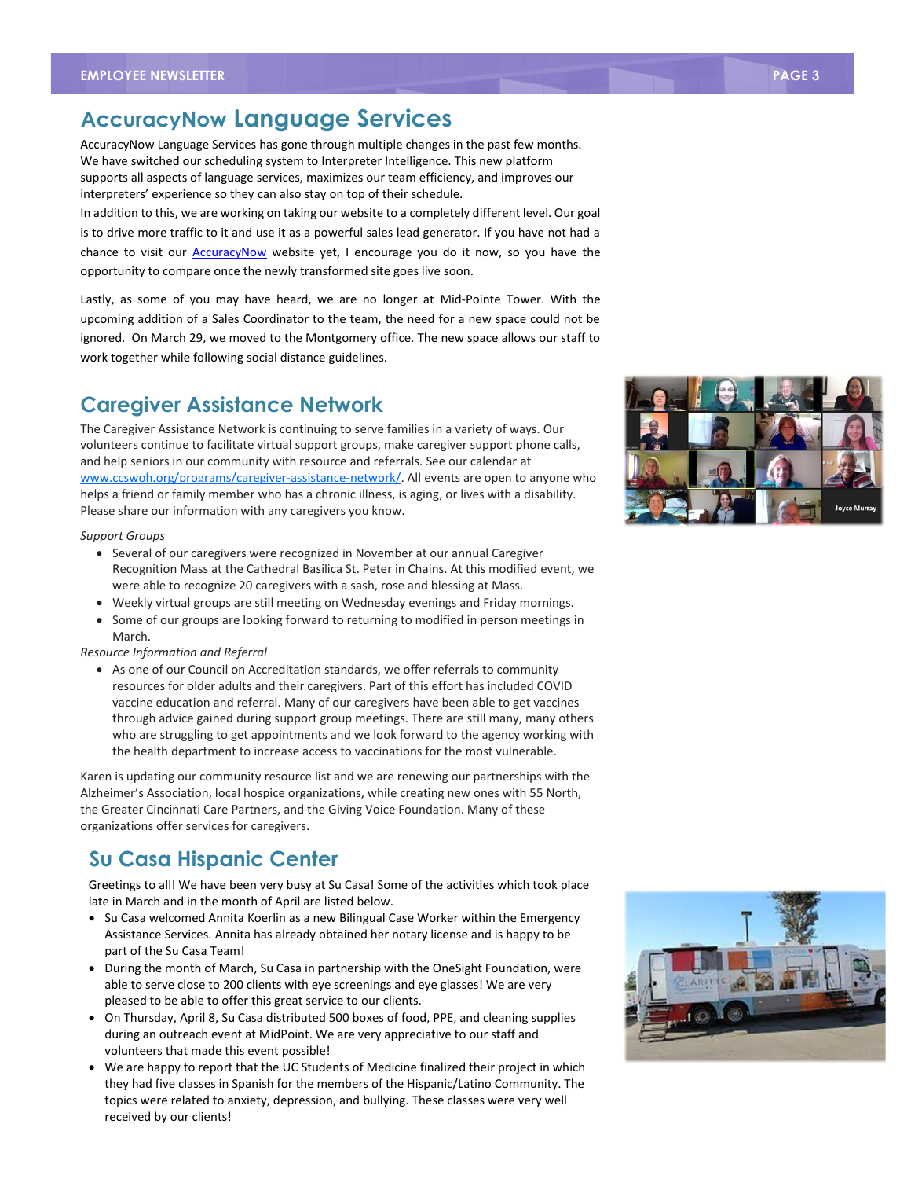## AccuracyNow Language Services

AccuracyNow Language Services has gone through multiple changes in the past few months. We have switched our scheduling system to Interpreter Intelligence. This new platform supports all aspects of language services, maximizes our team efficiency, and improves our interpreters' experience so they can also stay on top of their schedule.

In addition to this, we are working on taking our website to a completely different level. Our goal is to drive more traffic to it and use it as a powerful sales lead generator. If you have not had a chance to visit our AccuracyNow website yet, I encourage you do it now, so you have the opportunity to compare once the newly transformed site goes live soon.

Lastly, as some of you may have heard, we are no longer at Mid-Pointe Tower. With the upcoming addition of a Sales Coordinator to the team, the need for a new space could not be ignored. On March 29, we moved to the Montgomery office. The new space allows our staff to work together while following social distance guidelines.

## Caregiver Assistance Network

The Caregiver Assistance Network is continuing to serve families in a variety of ways. Our volunteers continue to facilitate virtual support groups, make caregiver support phone calls, and help seniors in our community with resource and referrals. See our calendar at www.ccswoh.org/programs/caregiver-assistance-network/. All events are open to anyone who helps a friend or family member who has a chronic illness, is aging, or lives with a disability. Please share our information with any caregivers you know.

*Support Groups*

- Several of our caregivers were recognized in November at our annual Caregiver Recognition Mass at the Cathedral Basilica St. Peter in Chains. At this modified event, we were able to recognize 20 caregivers with a sash, rose and blessing at Mass.
- Weekly virtual groups are still meeting on Wednesday evenings and Friday mornings.
- Some of our groups are looking forward to returning to modified in person meetings in March.

*Resource Information and Referral*

- As one of our Council on Accreditation standards, we offer referrals to community resources for older adults and their caregivers. Part of this effort has included COVID vaccine education and referral. Many of our caregivers have been able to get vaccines through advice gained during support group meetings. There are still many, many others who are struggling to get appointments and we look forward to the agency working with the health department to increase access to vaccinations for the most vulnerable.

Karen is updating our community resource list and we are renewing our partnerships with the Alzheimer's Association, local hospice organizations, while creating new ones with 55 North, the Greater Cincinnati Care Partners, and the Giving Voice Foundation. Many of these organizations offer services for caregivers.

## Su Casa Hispanic Center

Greetings to all! We have been very busy at Su Casa! Some of the activities which took place late in March and in the month of April are listed below.

- Su Casa welcomed Annita Koerlin as a new Bilingual Case Worker within the Emergency Assistance Services. Annita has already obtained her notary license and is happy to be part of the Su Casa Team!
- During the month of March, Su Casa in partnership with the OneSight Foundation, were able to serve close to 200 clients with eye screenings and eye glasses! We are very pleased to be able to offer this great service to our clients.
- On Thursday, April 8, Su Casa distributed 500 boxes of food, PPE, and cleaning supplies during an outreach event at MidPoint. We are very appreciative to our staff and volunteers that made this event possible!
- We are happy to report that the UC Students of Medicine finalized their project in which they had five classes in Spanish for the members of the Hispanic/Latino Community. The topics were related to anxiety, depression, and bullying. These classes were very well received by our clients!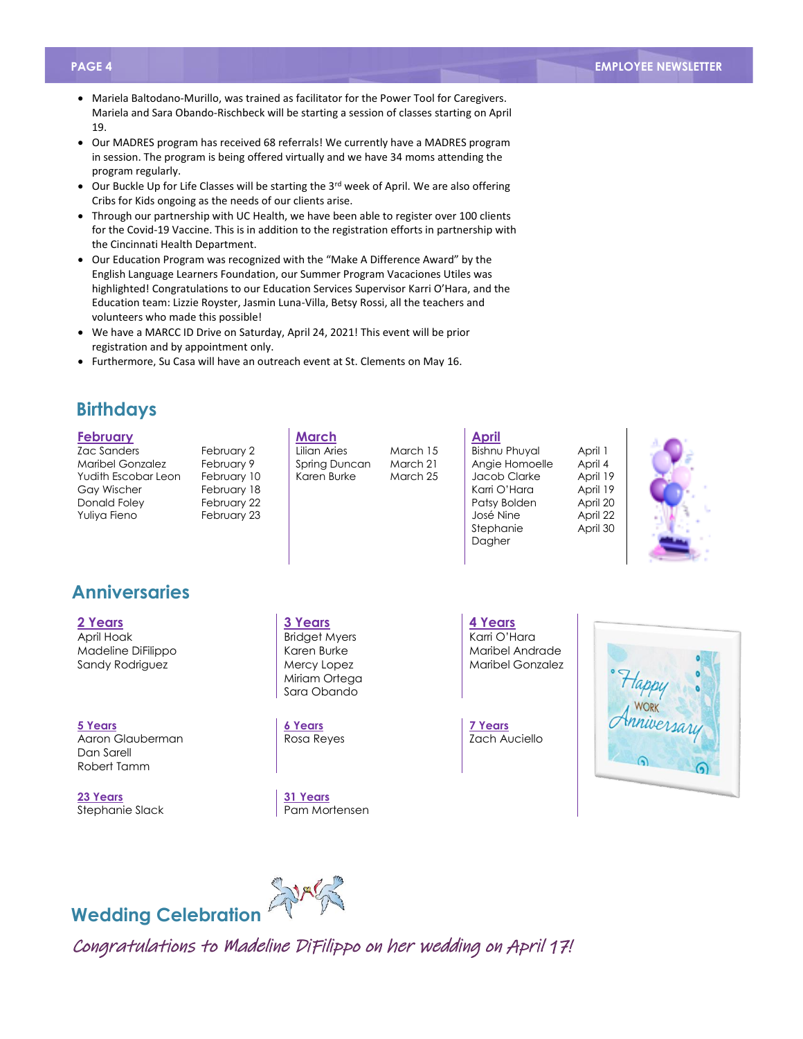- Mariela Baltodano-Murillo, was trained as facilitator for the Power Tool for Caregivers. Mariela and Sara Obando-Rischbeck will be starting a session of classes starting on April 19.
- Our MADRES program has received 68 referrals! We currently have a MADRES program in session. The program is being offered virtually and we have 34 moms attending the program regularly.
- Our Buckle Up for Life Classes will be starting the 3rd week of April. We are also offering Cribs for Kids ongoing as the needs of our clients arise.
- Through our partnership with UC Health, we have been able to register over 100 clients for the Covid-19 Vaccine. This is in addition to the registration efforts in partnership with the Cincinnati Health Department.
- Our Education Program was recognized with the "Make A Difference Award" by the English Language Learners Foundation, our Summer Program Vacaciones Utiles was highlighted! Congratulations to our Education Services Supervisor Karri O'Hara, and the Education team: Lizzie Royster, Jasmin Luna-Villa, Betsy Rossi, all the teachers and volunteers who made this possible!
- We have a MARCC ID Drive on Saturday, April 24, 2021! This event will be prior registration and by appointment only.
- Furthermore, Su Casa will have an outreach event at St. Clements on May 16.

## Birthdays

### February

| | |
|---|---|
| Zac Sanders | February 2 |
| Maribel Gonzalez | February 9 |
| Yudith Escobar Leon | February 10 |
| Gay Wischer | February 18 |
| Donald Foley | February 22 |
| Yuliya Fieno | February 23 |

### March

| | |
|---|---|
| Lilian Aries | March 15 |
| Spring Duncan | March 21 |
| Karen Burke | March 25 |

### April

| | |
|---|---|
| Bishnu Phuyal | April 1 |
| Angie Homoelle | April 4 |
| Jacob Clarke | April 19 |
| Karri O'Hara | April 19 |
| Patsy Bolden | April 20 |
| José Nine | April 22 |
| Stephanie Dagher | April 30 |

## Anniversaries

### 2 Years
April Hoak
Madeline DiFilippo
Sandy Rodriguez

### 3 Years
Bridget Myers
Karen Burke
Mercy Lopez
Miriam Ortega
Sara Obando

### 4 Years
Karri O'Hara
Maribel Andrade
Maribel Gonzalez

### 5 Years
Aaron Glauberman
Dan Sarell
Robert Tamm

### 6 Years
Rosa Reyes

### 7 Years
Zach Auciello

### 23 Years
Stephanie Slack

### 31 Years
Pam Mortensen

## Wedding Celebration

*Congratulations to Madeline DiFilippo on her wedding on April 17!*